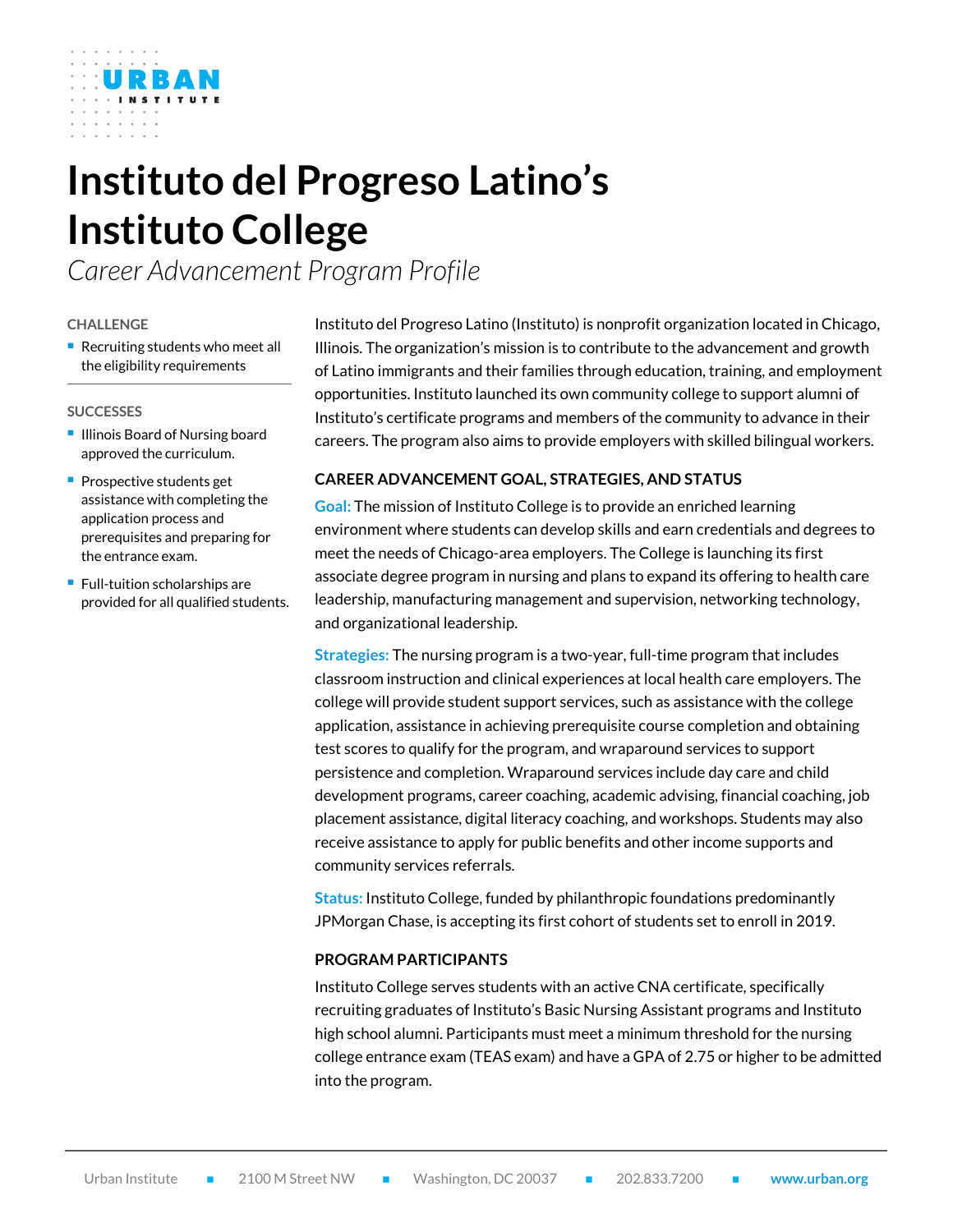# Instituto del Progreso Latino's Instituto College

*Career Advancement Program Profile*

## CHALLENGE

- Recruiting students who meet all the eligibility requirements

## SUCCESSES

- Illinois Board of Nursing board approved the curriculum.
- Prospective students get assistance with completing the application process and prerequisites and preparing for the entrance exam.
- Full-tuition scholarships are provided for all qualified students.

Instituto del Progreso Latino (Instituto) is nonprofit organization located in Chicago, Illinois. The organization's mission is to contribute to the advancement and growth of Latino immigrants and their families through education, training, and employment opportunities. Instituto launched its own community college to support alumni of Instituto's certificate programs and members of the community to advance in their careers. The program also aims to provide employers with skilled bilingual workers.

## CAREER ADVANCEMENT GOAL, STRATEGIES, AND STATUS

**Goal:** The mission of Instituto College is to provide an enriched learning environment where students can develop skills and earn credentials and degrees to meet the needs of Chicago-area employers. The College is launching its first associate degree program in nursing and plans to expand its offering to health care leadership, manufacturing management and supervision, networking technology, and organizational leadership.

**Strategies:** The nursing program is a two-year, full-time program that includes classroom instruction and clinical experiences at local health care employers. The college will provide student support services, such as assistance with the college application, assistance in achieving prerequisite course completion and obtaining test scores to qualify for the program, and wraparound services to support persistence and completion. Wraparound services include day care and child development programs, career coaching, academic advising, financial coaching, job placement assistance, digital literacy coaching, and workshops. Students may also receive assistance to apply for public benefits and other income supports and community services referrals.

**Status:** Instituto College, funded by philanthropic foundations predominantly JPMorgan Chase, is accepting its first cohort of students set to enroll in 2019.

## PROGRAM PARTICIPANTS

Instituto College serves students with an active CNA certificate, specifically recruiting graduates of Instituto's Basic Nursing Assistant programs and Instituto high school alumni. Participants must meet a minimum threshold for the nursing college entrance exam (TEAS exam) and have a GPA of 2.75 or higher to be admitted into the program.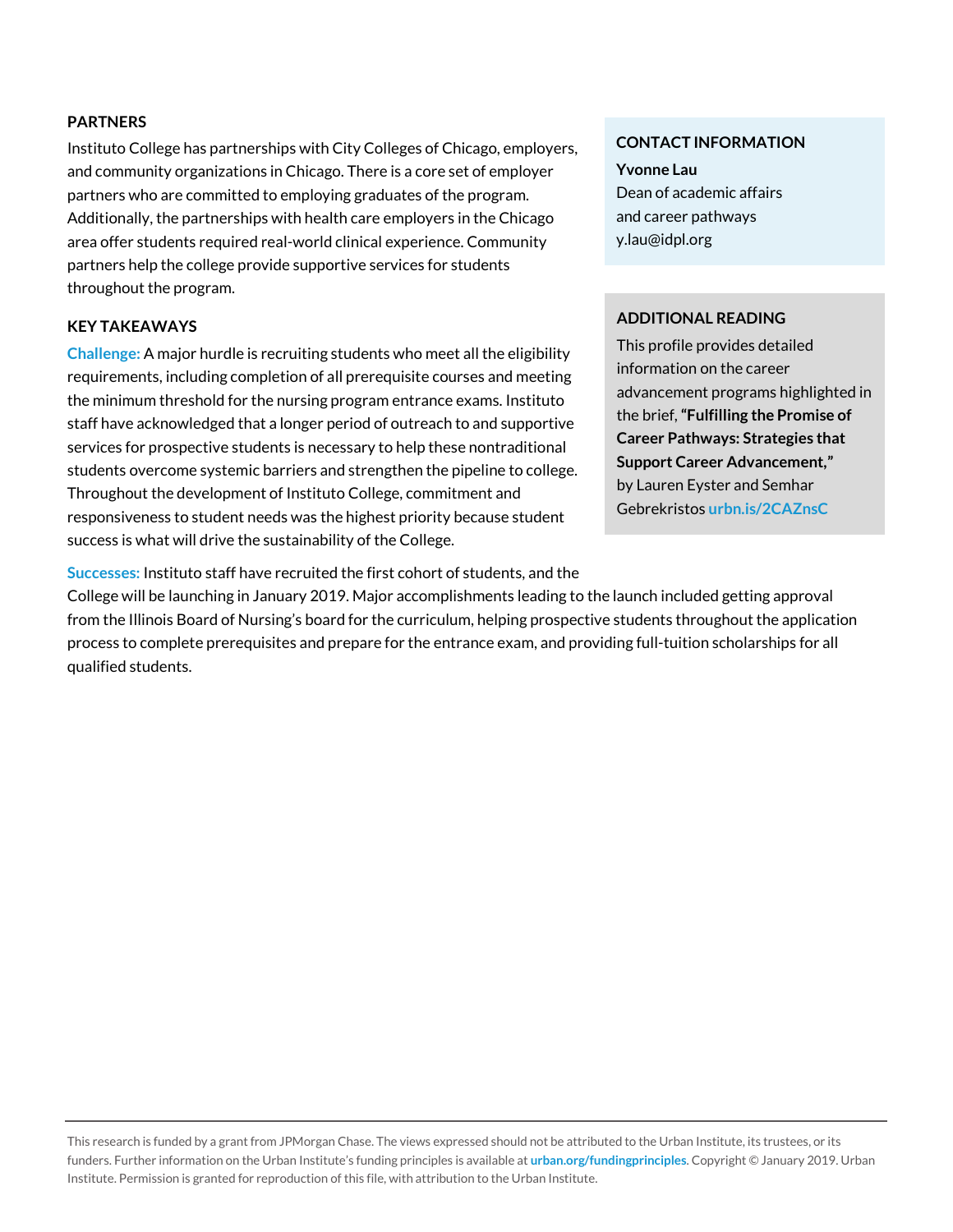## PARTNERS

Instituto College has partnerships with City Colleges of Chicago, employers, and community organizations in Chicago. There is a core set of employer partners who are committed to employing graduates of the program. Additionally, the partnerships with health care employers in the Chicago area offer students required real-world clinical experience. Community partners help the college provide supportive services for students throughout the program.

## KEY TAKEAWAYS

**Challenge:** A major hurdle is recruiting students who meet all the eligibility requirements, including completion of all prerequisite courses and meeting the minimum threshold for the nursing program entrance exams. Instituto staff have acknowledged that a longer period of outreach to and supportive services for prospective students is necessary to help these nontraditional students overcome systemic barriers and strengthen the pipeline to college. Throughout the development of Instituto College, commitment and responsiveness to student needs was the highest priority because student success is what will drive the sustainability of the College.

**Successes:** Instituto staff have recruited the first cohort of students, and the College will be launching in January 2019. Major accomplishments leading to the launch included getting approval from the Illinois Board of Nursing's board for the curriculum, helping prospective students throughout the application process to complete prerequisites and prepare for the entrance exam, and providing full-tuition scholarships for all qualified students.

## CONTACT INFORMATION

**Yvonne Lau**
Dean of academic affairs and career pathways
y.lau@idpl.org

## ADDITIONAL READING

This profile provides detailed information on the career advancement programs highlighted in the brief, **"Fulfilling the Promise of Career Pathways: Strategies that Support Career Advancement,"** by Lauren Eyster and Semhar Gebrekristos **urbn.is/2CAZnsC**

---

This research is funded by a grant from JPMorgan Chase. The views expressed should not be attributed to the Urban Institute, its trustees, or its funders. Further information on the Urban Institute's funding principles is available at **urban.org/fundingprinciples**. Copyright © January 2019. Urban Institute. Permission is granted for reproduction of this file, with attribution to the Urban Institute.